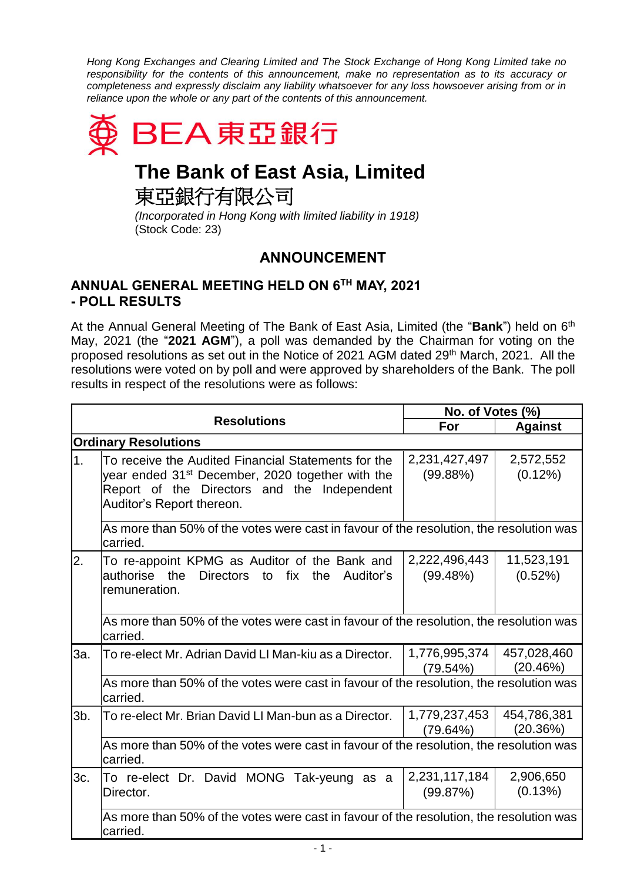*Hong Kong Exchanges and Clearing Limited and The Stock Exchange of Hong Kong Limited take no responsibility for the contents of this announcement, make no representation as to its accuracy or completeness and expressly disclaim any liability whatsoever for any loss howsoever arising from or in reliance upon the whole or any part of the contents of this announcement.*

BEA 東亞銀行

# The Bank of East Asia, Limited

# 東亞銀行有限公司

*(Incorporated in Hong Kong with limited liability in 1918)*
(Stock Code: 23)

## ANNOUNCEMENT

### ANNUAL GENERAL MEETING HELD ON 6TH MAY, 2021 - POLL RESULTS

At the Annual General Meeting of The Bank of East Asia, Limited (the "**Bank**") held on 6th May, 2021 (the "**2021 AGM**"), a poll was demanded by the Chairman for voting on the proposed resolutions as set out in the Notice of 2021 AGM dated 29th March, 2021. All the resolutions were voted on by poll and were approved by shareholders of the Bank. The poll results in respect of the resolutions were as follows:

| Resolutions | | No. of Votes (%) | |
|---|---|---|---|
| | | **For** | **Against** |
| **Ordinary Resolutions** | | | |
| 1. | To receive the Audited Financial Statements for the year ended 31st December, 2020 together with the Report of the Directors and the Independent Auditor's Report thereon. | 2,231,427,497 (99.88%) | 2,572,552 (0.12%) |
| | As more than 50% of the votes were cast in favour of the resolution, the resolution was carried. | | |
| 2. | To re-appoint KPMG as Auditor of the Bank and authorise the Directors to fix the Auditor's remuneration. | 2,222,496,443 (99.48%) | 11,523,191 (0.52%) |
| | As more than 50% of the votes were cast in favour of the resolution, the resolution was carried. | | |
| 3a. | To re-elect Mr. Adrian David LI Man-kiu as a Director. | 1,776,995,374 (79.54%) | 457,028,460 (20.46%) |
| | As more than 50% of the votes were cast in favour of the resolution, the resolution was carried. | | |
| 3b. | To re-elect Mr. Brian David LI Man-bun as a Director. | 1,779,237,453 (79.64%) | 454,786,381 (20.36%) |
| | As more than 50% of the votes were cast in favour of the resolution, the resolution was carried. | | |
| 3c. | To re-elect Dr. David MONG Tak-yeung as a Director. | 2,231,117,184 (99.87%) | 2,906,650 (0.13%) |
| | As more than 50% of the votes were cast in favour of the resolution, the resolution was carried. | | |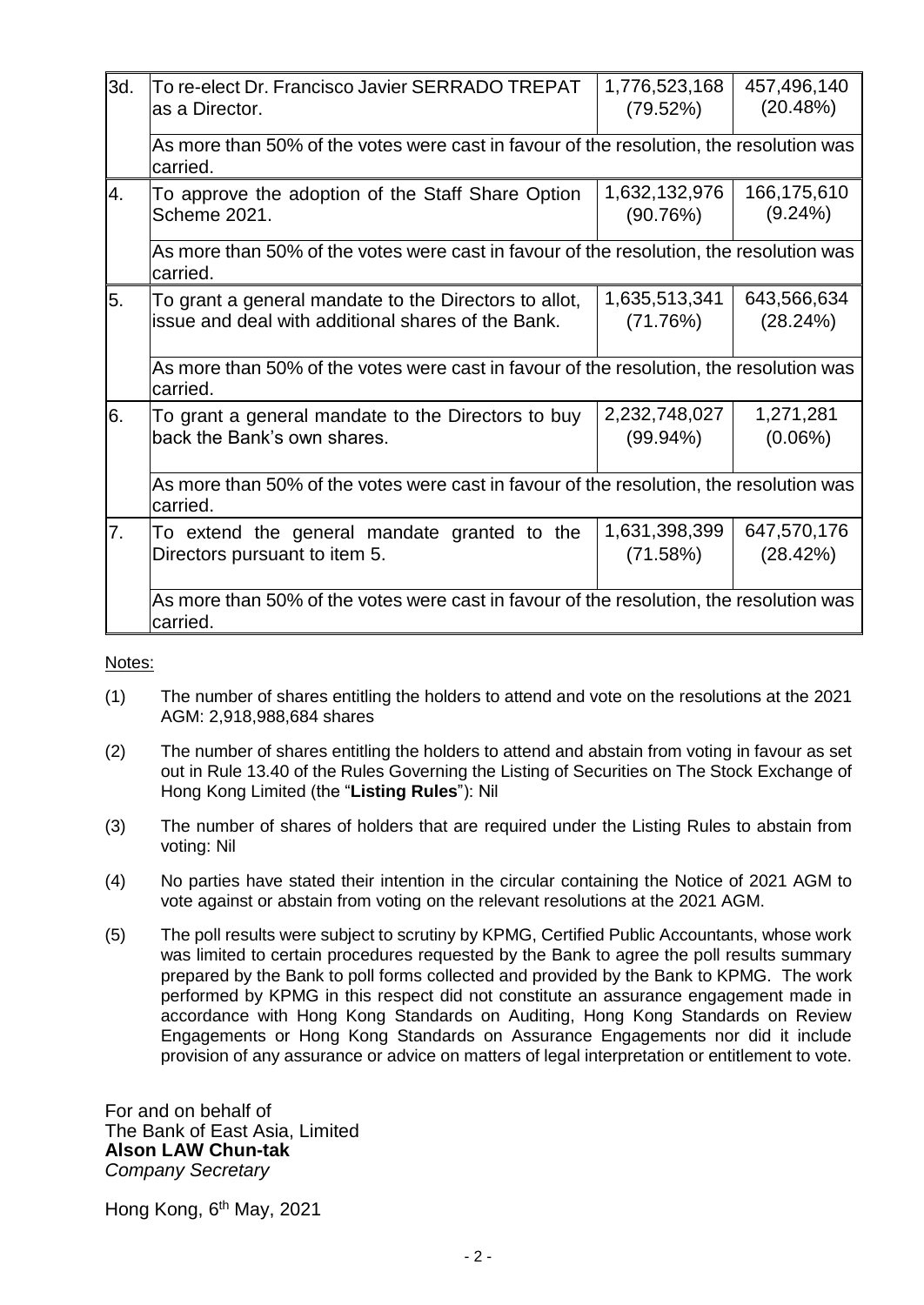| | | | |
|---|---|---|---|
| 3d. | To re-elect Dr. Francisco Javier SERRADO TREPAT as a Director. | 1,776,523,168 (79.52%) | 457,496,140 (20.48%) |
| | As more than 50% of the votes were cast in favour of the resolution, the resolution was carried. | | |
| 4. | To approve the adoption of the Staff Share Option Scheme 2021. | 1,632,132,976 (90.76%) | 166,175,610 (9.24%) |
| | As more than 50% of the votes were cast in favour of the resolution, the resolution was carried. | | |
| 5. | To grant a general mandate to the Directors to allot, issue and deal with additional shares of the Bank. | 1,635,513,341 (71.76%) | 643,566,634 (28.24%) |
| | As more than 50% of the votes were cast in favour of the resolution, the resolution was carried. | | |
| 6. | To grant a general mandate to the Directors to buy back the Bank's own shares. | 2,232,748,027 (99.94%) | 1,271,281 (0.06%) |
| | As more than 50% of the votes were cast in favour of the resolution, the resolution was carried. | | |
| 7. | To extend the general mandate granted to the Directors pursuant to item 5. | 1,631,398,399 (71.58%) | 647,570,176 (28.42%) |
| | As more than 50% of the votes were cast in favour of the resolution, the resolution was carried. | | |

Notes:

(1) The number of shares entitling the holders to attend and vote on the resolutions at the 2021 AGM: 2,918,988,684 shares

(2) The number of shares entitling the holders to attend and abstain from voting in favour as set out in Rule 13.40 of the Rules Governing the Listing of Securities on The Stock Exchange of Hong Kong Limited (the "**Listing Rules**"): Nil

(3) The number of shares of holders that are required under the Listing Rules to abstain from voting: Nil

(4) No parties have stated their intention in the circular containing the Notice of 2021 AGM to vote against or abstain from voting on the relevant resolutions at the 2021 AGM.

(5) The poll results were subject to scrutiny by KPMG, Certified Public Accountants, whose work was limited to certain procedures requested by the Bank to agree the poll results summary prepared by the Bank to poll forms collected and provided by the Bank to KPMG. The work performed by KPMG in this respect did not constitute an assurance engagement made in accordance with Hong Kong Standards on Auditing, Hong Kong Standards on Review Engagements or Hong Kong Standards on Assurance Engagements nor did it include provision of any assurance or advice on matters of legal interpretation or entitlement to vote.

For and on behalf of
The Bank of East Asia, Limited
**Alson LAW Chun-tak**
*Company Secretary*

Hong Kong, 6th May, 2021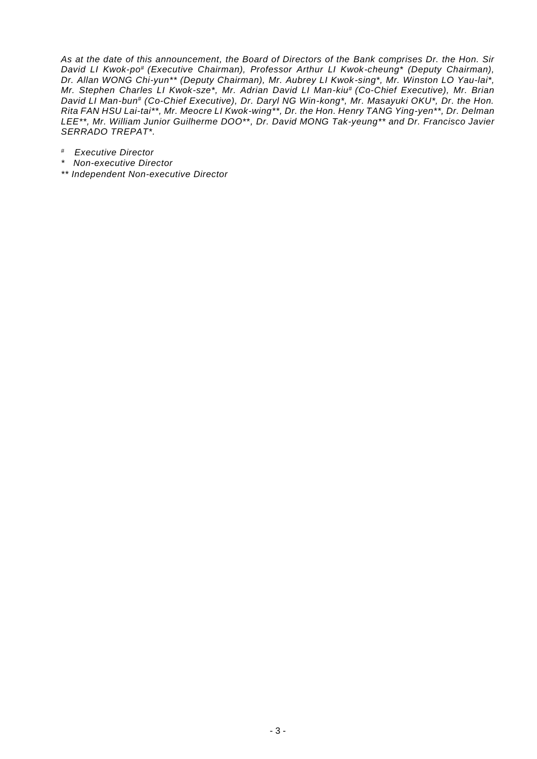*As at the date of this announcement, the Board of Directors of the Bank comprises Dr. the Hon. Sir David LI Kwok-po# (Executive Chairman), Professor Arthur LI Kwok-cheung* (Deputy Chairman), Dr. Allan WONG Chi-yun** (Deputy Chairman), Mr. Aubrey LI Kwok-sing*, Mr. Winston LO Yau-lai*, Mr. Stephen Charles LI Kwok-sze*, Mr. Adrian David LI Man-kiu# (Co-Chief Executive), Mr. Brian David LI Man-bun# (Co-Chief Executive), Dr. Daryl NG Win-kong*, Mr. Masayuki OKU*, Dr. the Hon. Rita FAN HSU Lai-tai**, Mr. Meocre LI Kwok-wing**, Dr. the Hon. Henry TANG Ying-yen**, Dr. Delman LEE**, Mr. William Junior Guilherme DOO**, Dr. David MONG Tak-yeung** and Dr. Francisco Javier SERRADO TREPAT*.*

*# Executive Director*

*\* Non-executive Director*

*\*\* Independent Non-executive Director*